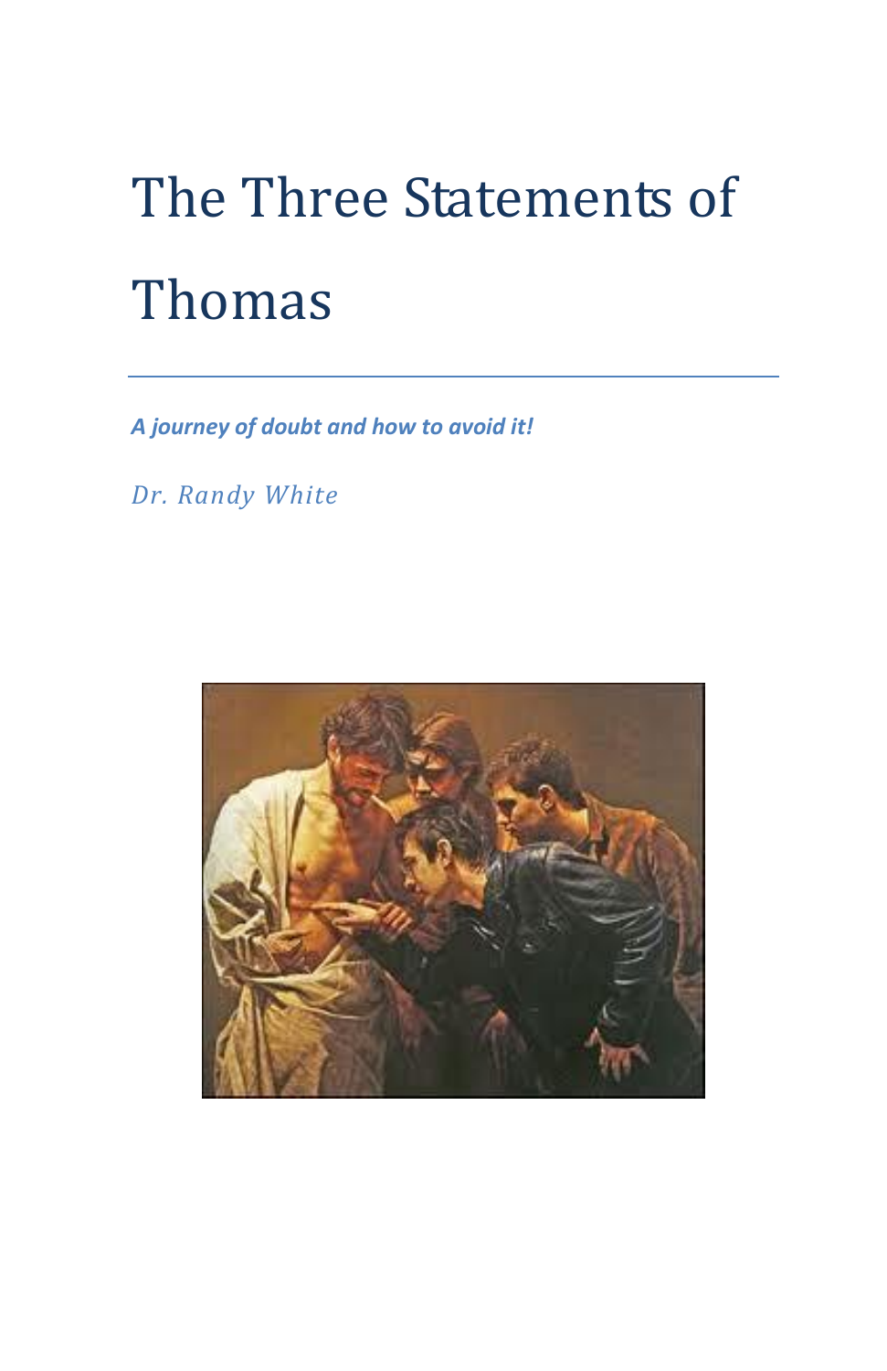# The Three Statements of Thomas

***A journey of doubt and how to avoid it!***

*Dr. Randy White*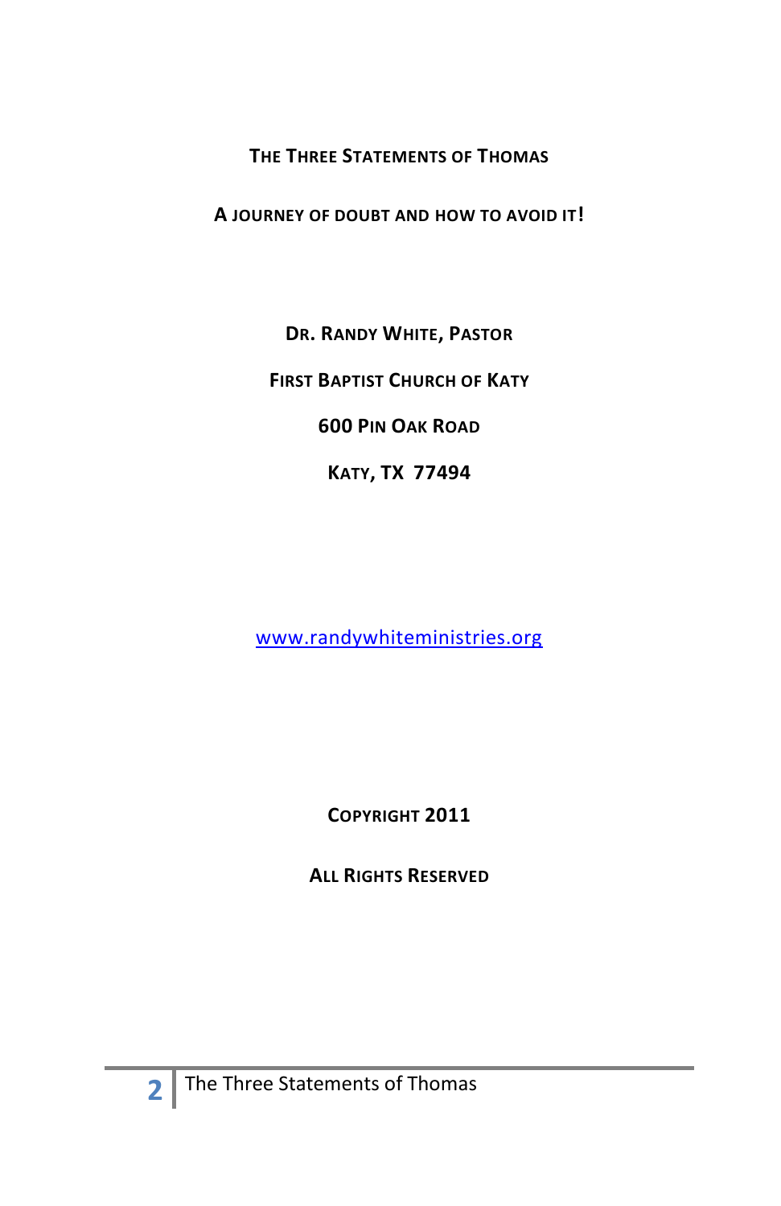**THE THREE STATEMENTS OF THOMAS**

**A JOURNEY OF DOUBT AND HOW TO AVOID IT!**

**DR. RANDY WHITE, PASTOR**

**FIRST BAPTIST CHURCH OF KATY**

**600 PIN OAK ROAD**

**KATY, TX 77494**

[www.randywhiteministries.org](http://www.randywhiteministries.org)

**COPYRIGHT 2011**

**ALL RIGHTS RESERVED**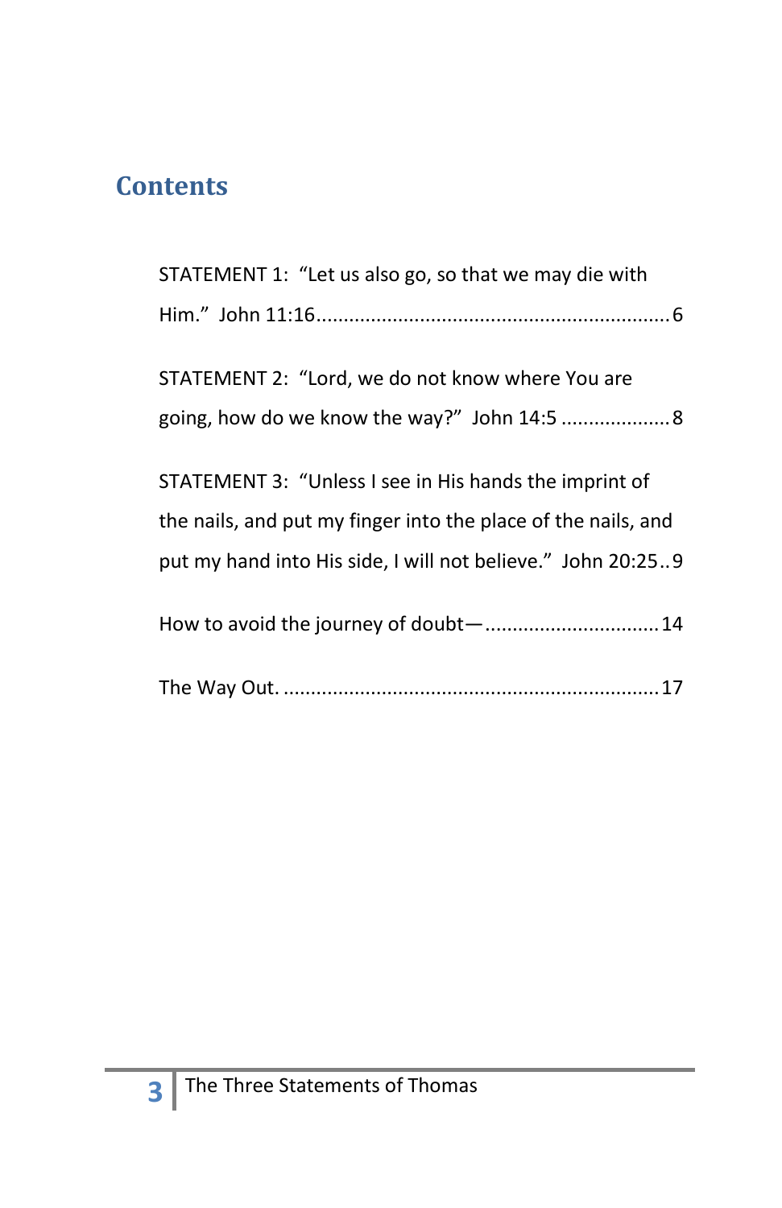# Contents

STATEMENT 1: "Let us also go, so that we may die with Him." John 11:16 .......... 6

STATEMENT 2: "Lord, we do not know where You are going, how do we know the way?" John 14:5 .......... 8

STATEMENT 3: "Unless I see in His hands the imprint of the nails, and put my finger into the place of the nails, and put my hand into His side, I will not believe." John 20:25 .......... 9

How to avoid the journey of doubt— .......... 14

The Way Out. .......... 17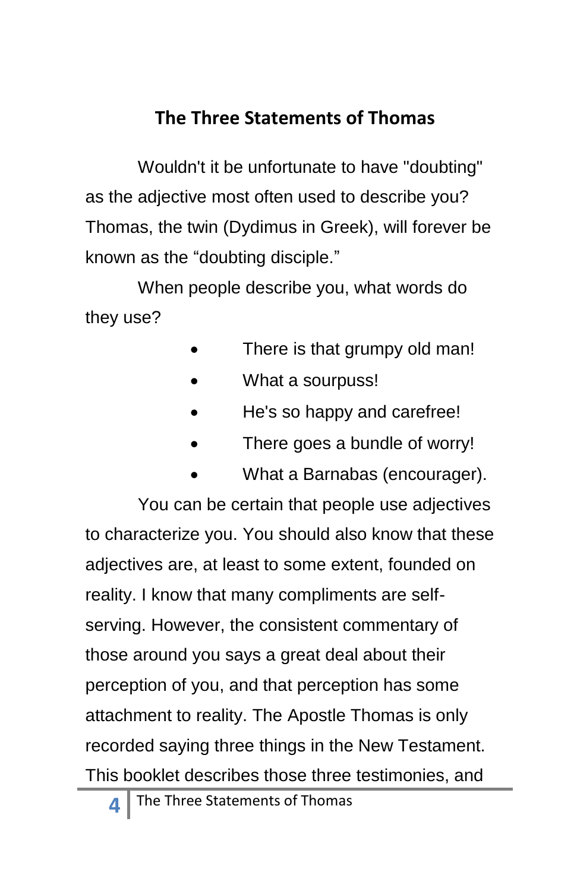## The Three Statements of Thomas

Wouldn't it be unfortunate to have "doubting" as the adjective most often used to describe you? Thomas, the twin (Dydimus in Greek), will forever be known as the “doubting disciple.”

When people describe you, what words do they use?

- There is that grumpy old man!
- What a sourpuss!
- He's so happy and carefree!
- There goes a bundle of worry!
- What a Barnabas (encourager).

You can be certain that people use adjectives to characterize you. You should also know that these adjectives are, at least to some extent, founded on reality. I know that many compliments are self-serving. However, the consistent commentary of those around you says a great deal about their perception of you, and that perception has some attachment to reality. The Apostle Thomas is only recorded saying three things in the New Testament. This booklet describes those three testimonies, and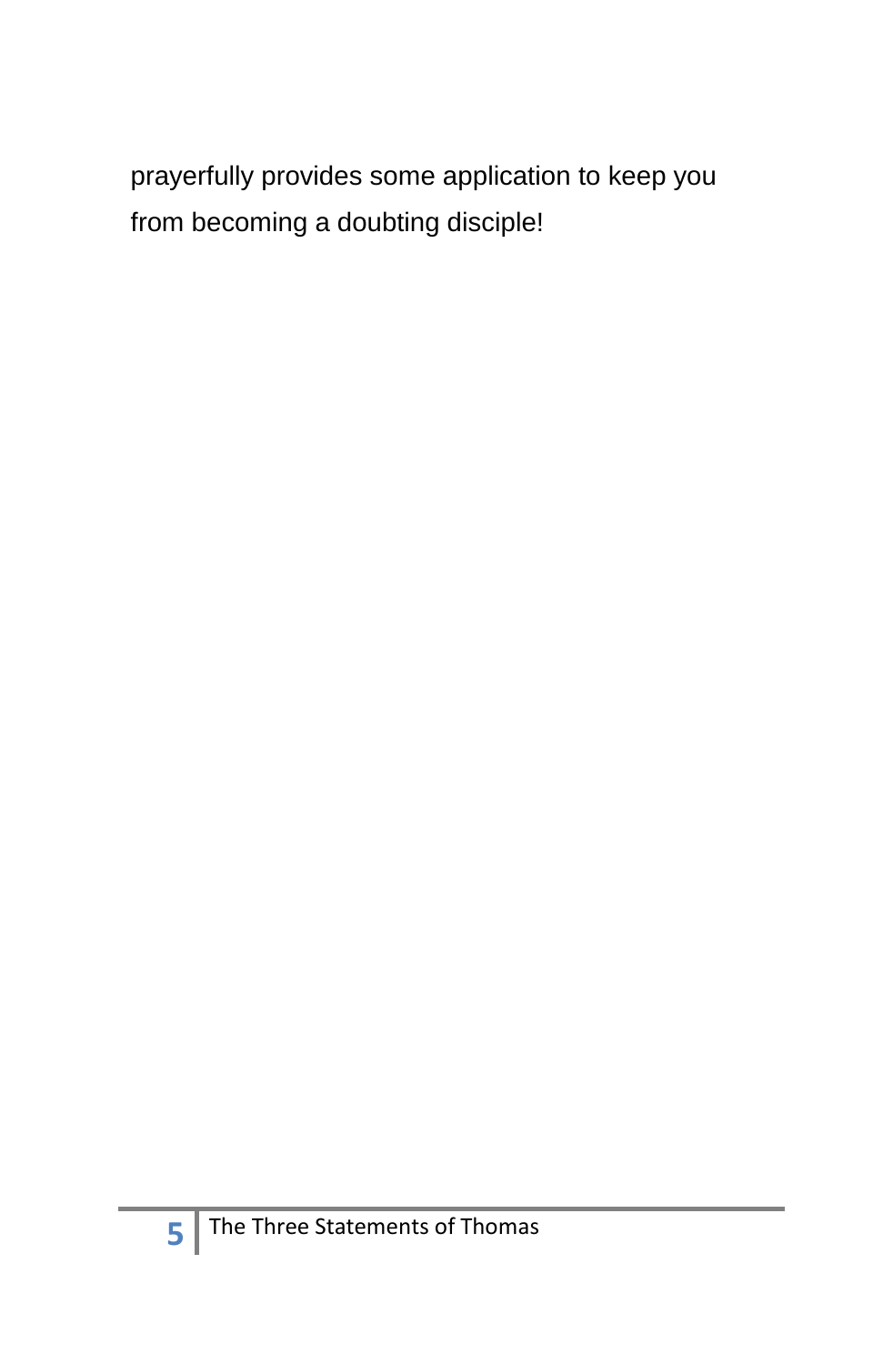prayerfully provides some application to keep you from becoming a doubting disciple!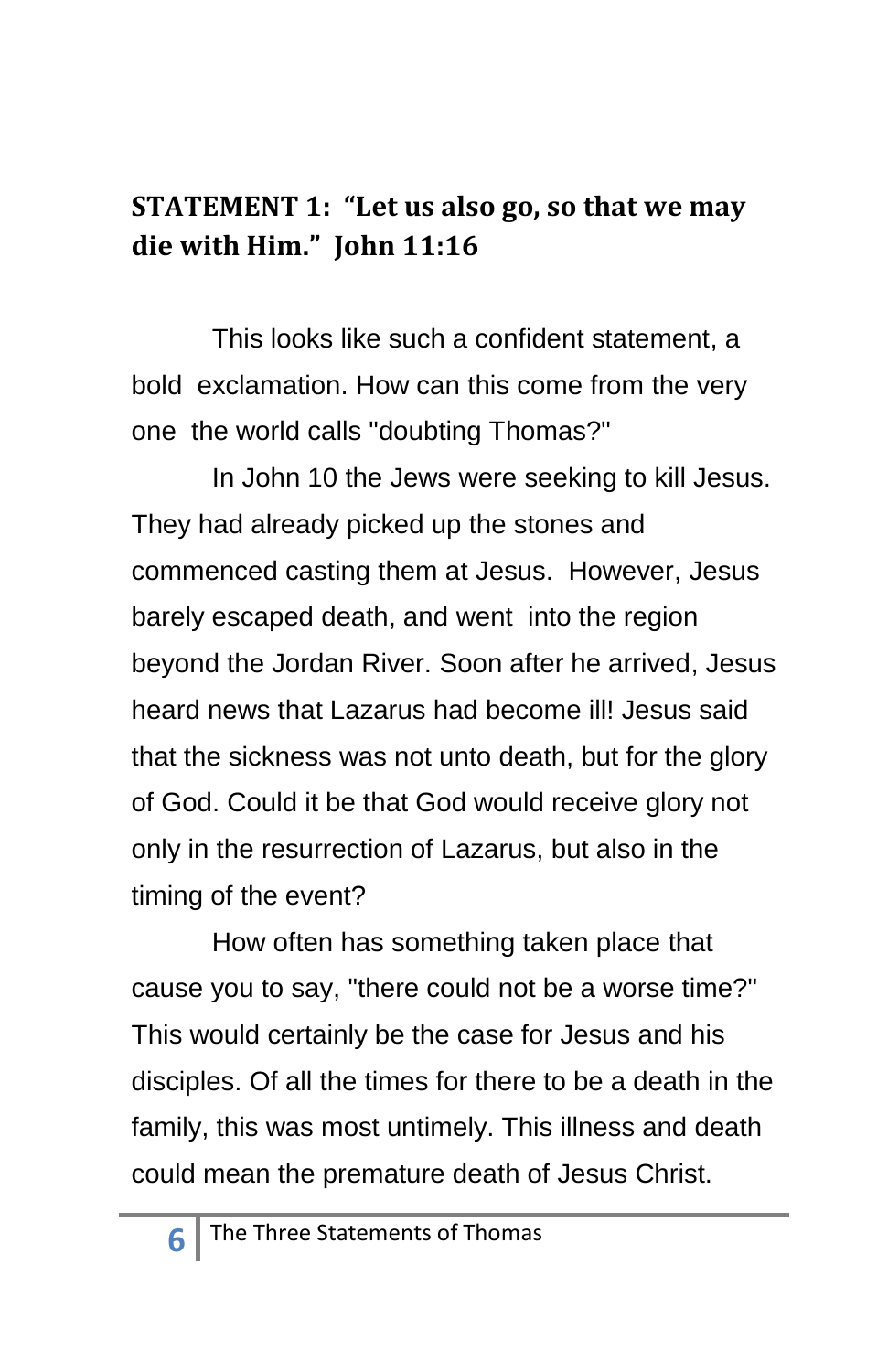## STATEMENT 1: "Let us also go, so that we may die with Him." John 11:16

This looks like such a confident statement, a bold exclamation. How can this come from the very one the world calls "doubting Thomas?"

In John 10 the Jews were seeking to kill Jesus. They had already picked up the stones and commenced casting them at Jesus. However, Jesus barely escaped death, and went into the region beyond the Jordan River. Soon after he arrived, Jesus heard news that Lazarus had become ill! Jesus said that the sickness was not unto death, but for the glory of God. Could it be that God would receive glory not only in the resurrection of Lazarus, but also in the timing of the event?

How often has something taken place that cause you to say, "there could not be a worse time?" This would certainly be the case for Jesus and his disciples. Of all the times for there to be a death in the family, this was most untimely. This illness and death could mean the premature death of Jesus Christ.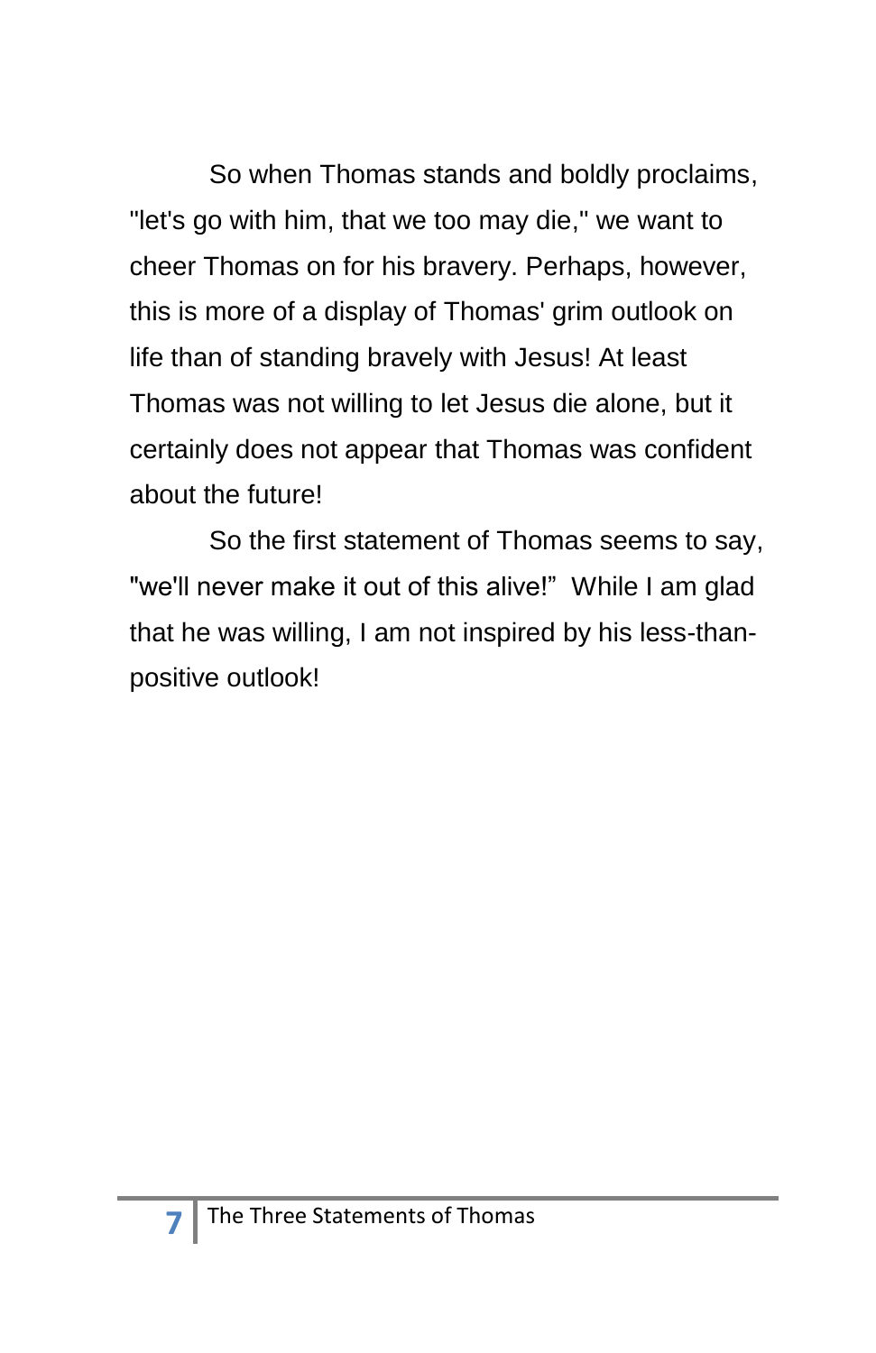So when Thomas stands and boldly proclaims, "let's go with him, that we too may die," we want to cheer Thomas on for his bravery. Perhaps, however, this is more of a display of Thomas' grim outlook on life than of standing bravely with Jesus! At least Thomas was not willing to let Jesus die alone, but it certainly does not appear that Thomas was confident about the future!

So the first statement of Thomas seems to say, "we'll never make it out of this alive!" While I am glad that he was willing, I am not inspired by his less-than-positive outlook!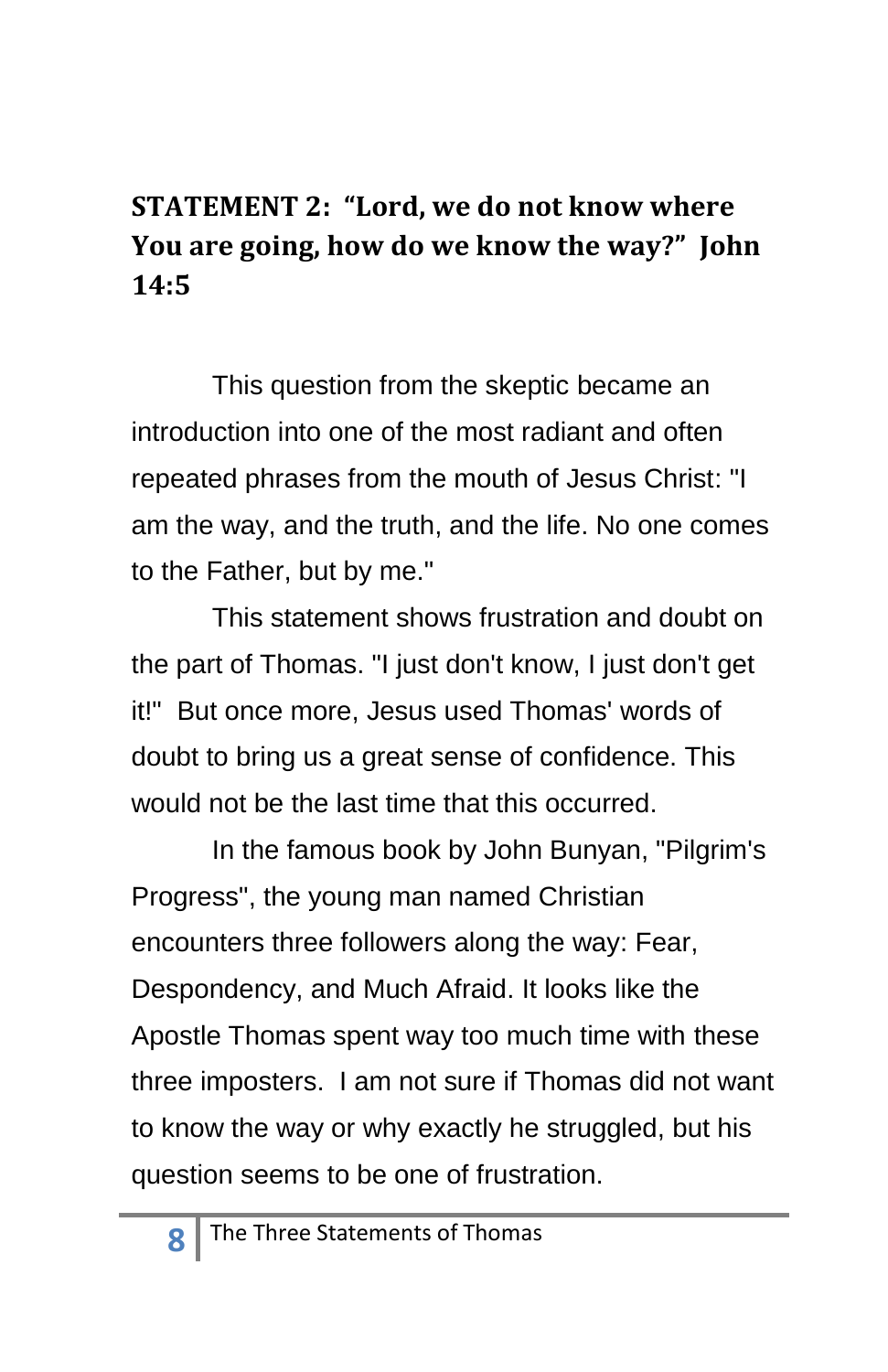## STATEMENT 2: "Lord, we do not know where You are going, how do we know the way?" John 14:5

This question from the skeptic became an introduction into one of the most radiant and often repeated phrases from the mouth of Jesus Christ: "I am the way, and the truth, and the life. No one comes to the Father, but by me."

This statement shows frustration and doubt on the part of Thomas. "I just don't know, I just don't get it!" But once more, Jesus used Thomas' words of doubt to bring us a great sense of confidence. This would not be the last time that this occurred.

In the famous book by John Bunyan, "Pilgrim's Progress", the young man named Christian encounters three followers along the way: Fear, Despondency, and Much Afraid. It looks like the Apostle Thomas spent way too much time with these three imposters. I am not sure if Thomas did not want to know the way or why exactly he struggled, but his question seems to be one of frustration.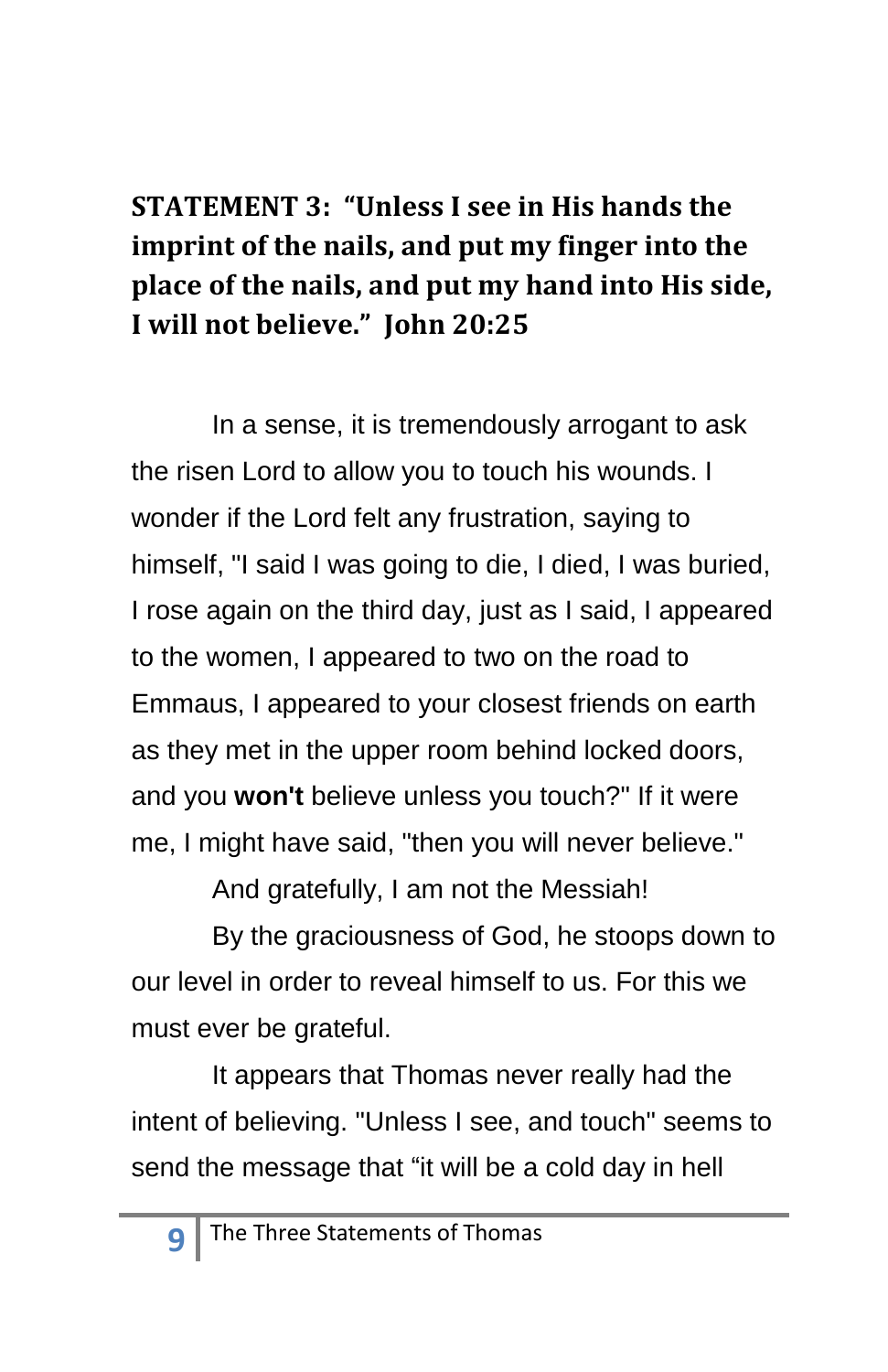## STATEMENT 3: "Unless I see in His hands the imprint of the nails, and put my finger into the place of the nails, and put my hand into His side, I will not believe." John 20:25

In a sense, it is tremendously arrogant to ask the risen Lord to allow you to touch his wounds. I wonder if the Lord felt any frustration, saying to himself, "I said I was going to die, I died, I was buried, I rose again on the third day, just as I said, I appeared to the women, I appeared to two on the road to Emmaus, I appeared to your closest friends on earth as they met in the upper room behind locked doors, and you **won't** believe unless you touch?" If it were me, I might have said, "then you will never believe."

And gratefully, I am not the Messiah!

By the graciousness of God, he stoops down to our level in order to reveal himself to us. For this we must ever be grateful.

It appears that Thomas never really had the intent of believing. "Unless I see, and touch" seems to send the message that "it will be a cold day in hell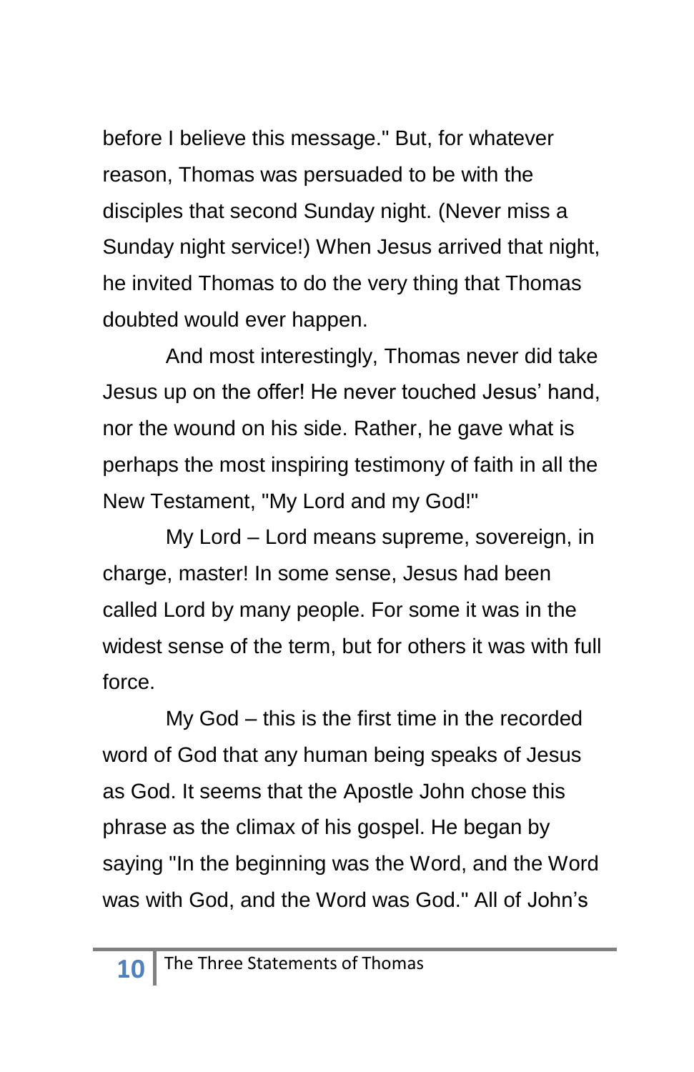before I believe this message." But, for whatever reason, Thomas was persuaded to be with the disciples that second Sunday night. (Never miss a Sunday night service!) When Jesus arrived that night, he invited Thomas to do the very thing that Thomas doubted would ever happen.

And most interestingly, Thomas never did take Jesus up on the offer! He never touched Jesus' hand, nor the wound on his side. Rather, he gave what is perhaps the most inspiring testimony of faith in all the New Testament, "My Lord and my God!"

My Lord – Lord means supreme, sovereign, in charge, master! In some sense, Jesus had been called Lord by many people. For some it was in the widest sense of the term, but for others it was with full force.

My God – this is the first time in the recorded word of God that any human being speaks of Jesus as God. It seems that the Apostle John chose this phrase as the climax of his gospel. He began by saying "In the beginning was the Word, and the Word was with God, and the Word was God." All of John's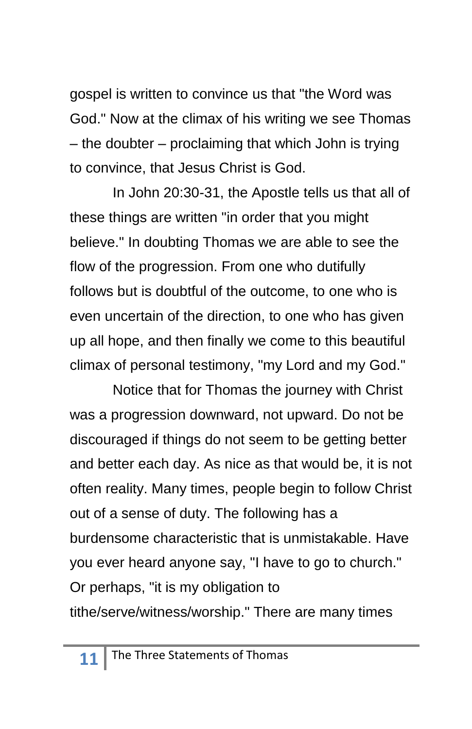gospel is written to convince us that "the Word was God." Now at the climax of his writing we see Thomas – the doubter – proclaiming that which John is trying to convince, that Jesus Christ is God.

In John 20:30-31, the Apostle tells us that all of these things are written "in order that you might believe." In doubting Thomas we are able to see the flow of the progression. From one who dutifully follows but is doubtful of the outcome, to one who is even uncertain of the direction, to one who has given up all hope, and then finally we come to this beautiful climax of personal testimony, "my Lord and my God."

Notice that for Thomas the journey with Christ was a progression downward, not upward. Do not be discouraged if things do not seem to be getting better and better each day. As nice as that would be, it is not often reality. Many times, people begin to follow Christ out of a sense of duty. The following has a burdensome characteristic that is unmistakable. Have you ever heard anyone say, "I have to go to church." Or perhaps, "it is my obligation to tithe/serve/witness/worship." There are many times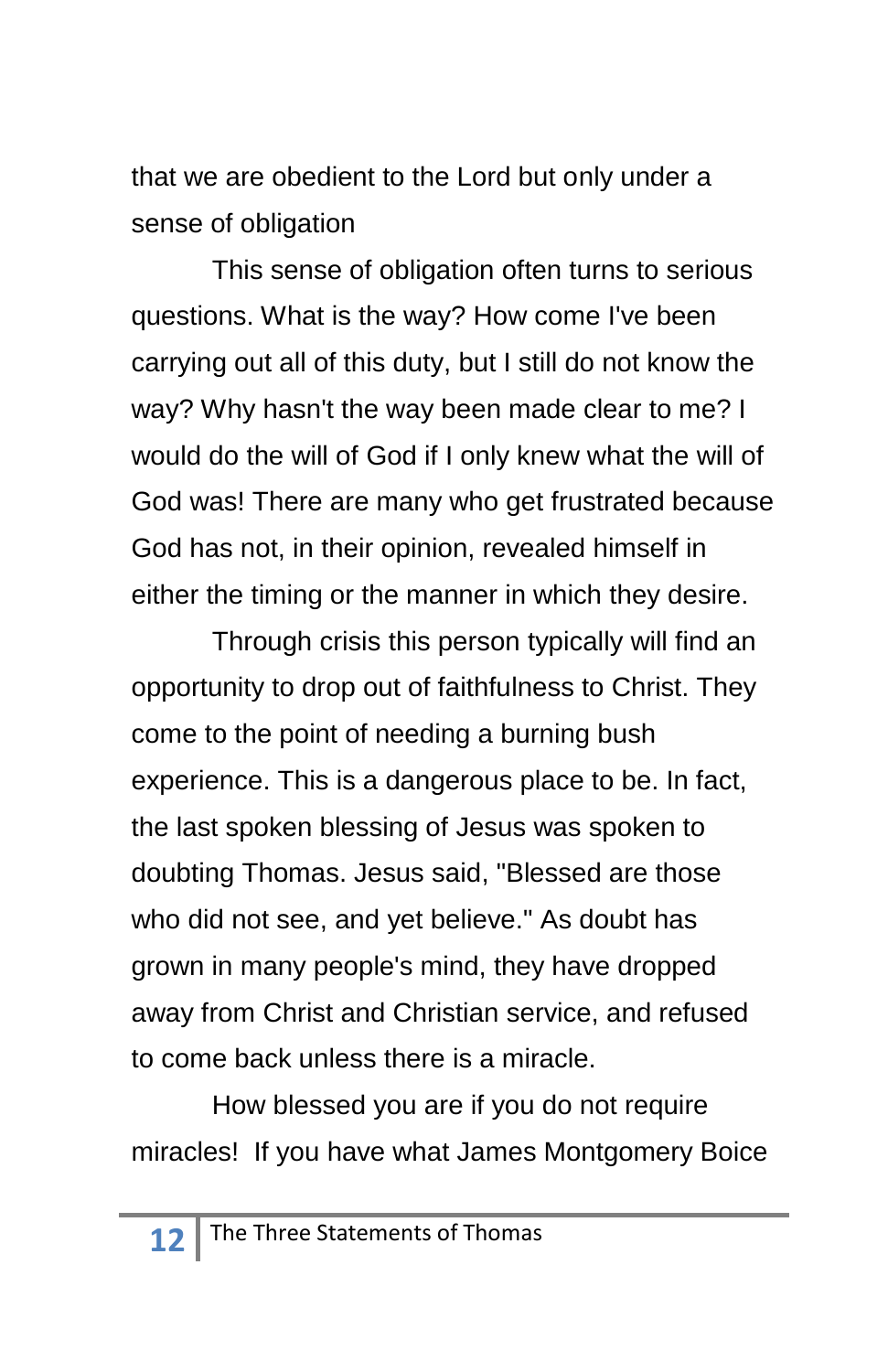that we are obedient to the Lord but only under a sense of obligation

This sense of obligation often turns to serious questions. What is the way? How come I've been carrying out all of this duty, but I still do not know the way? Why hasn't the way been made clear to me? I would do the will of God if I only knew what the will of God was! There are many who get frustrated because God has not, in their opinion, revealed himself in either the timing or the manner in which they desire.

Through crisis this person typically will find an opportunity to drop out of faithfulness to Christ. They come to the point of needing a burning bush experience. This is a dangerous place to be. In fact, the last spoken blessing of Jesus was spoken to doubting Thomas. Jesus said, "Blessed are those who did not see, and yet believe." As doubt has grown in many people's mind, they have dropped away from Christ and Christian service, and refused to come back unless there is a miracle.

How blessed you are if you do not require miracles! If you have what James Montgomery Boice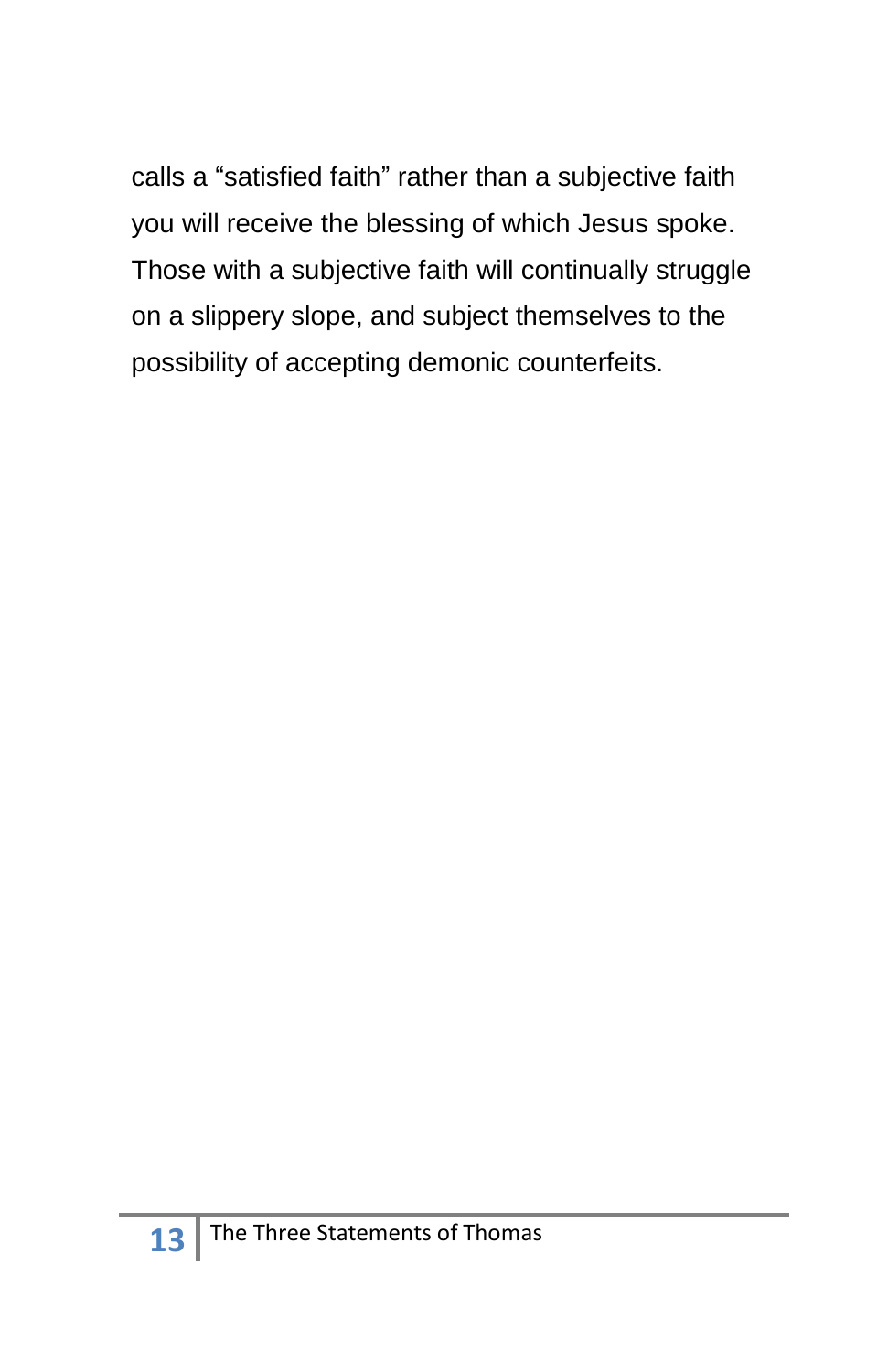calls a “satisfied faith” rather than a subjective faith you will receive the blessing of which Jesus spoke. Those with a subjective faith will continually struggle on a slippery slope, and subject themselves to the possibility of accepting demonic counterfeits.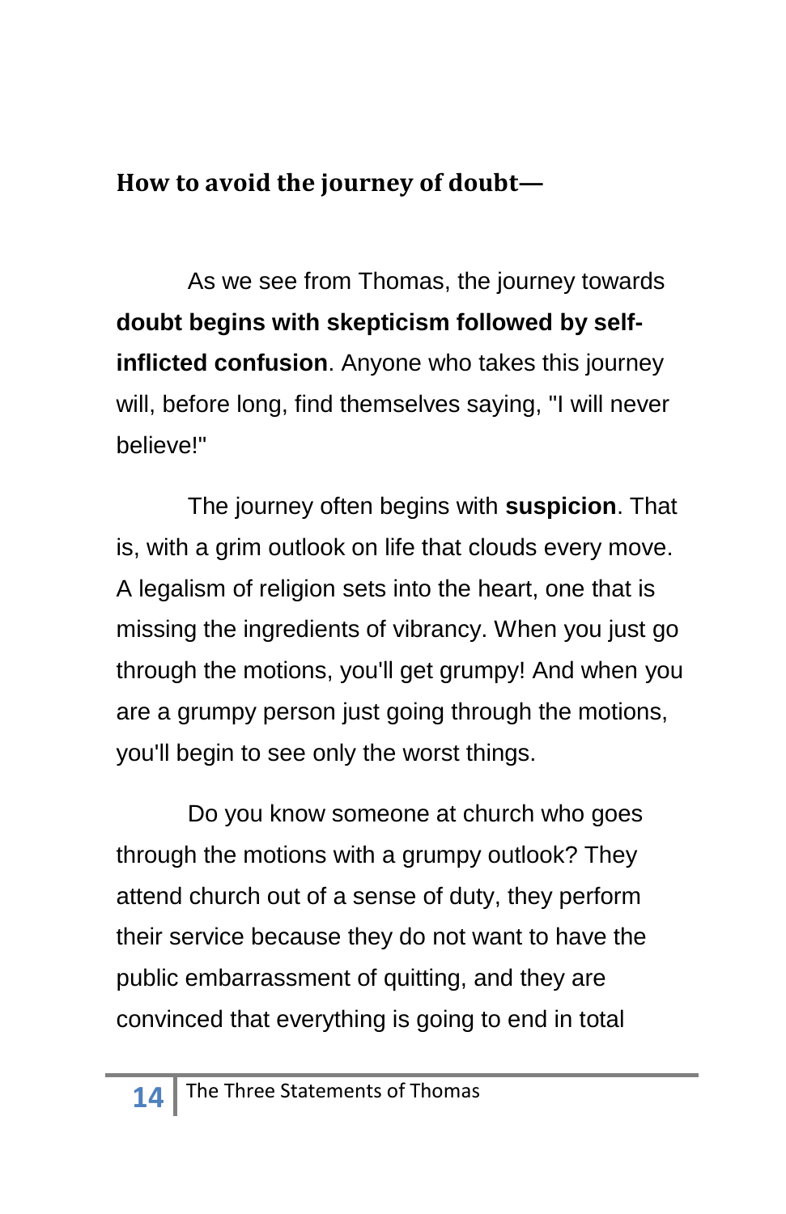### How to avoid the journey of doubt—

As we see from Thomas, the journey towards **doubt begins with skepticism followed by self-inflicted confusion**. Anyone who takes this journey will, before long, find themselves saying, "I will never believe!"

The journey often begins with **suspicion**. That is, with a grim outlook on life that clouds every move. A legalism of religion sets into the heart, one that is missing the ingredients of vibrancy. When you just go through the motions, you'll get grumpy! And when you are a grumpy person just going through the motions, you'll begin to see only the worst things.

Do you know someone at church who goes through the motions with a grumpy outlook? They attend church out of a sense of duty, they perform their service because they do not want to have the public embarrassment of quitting, and they are convinced that everything is going to end in total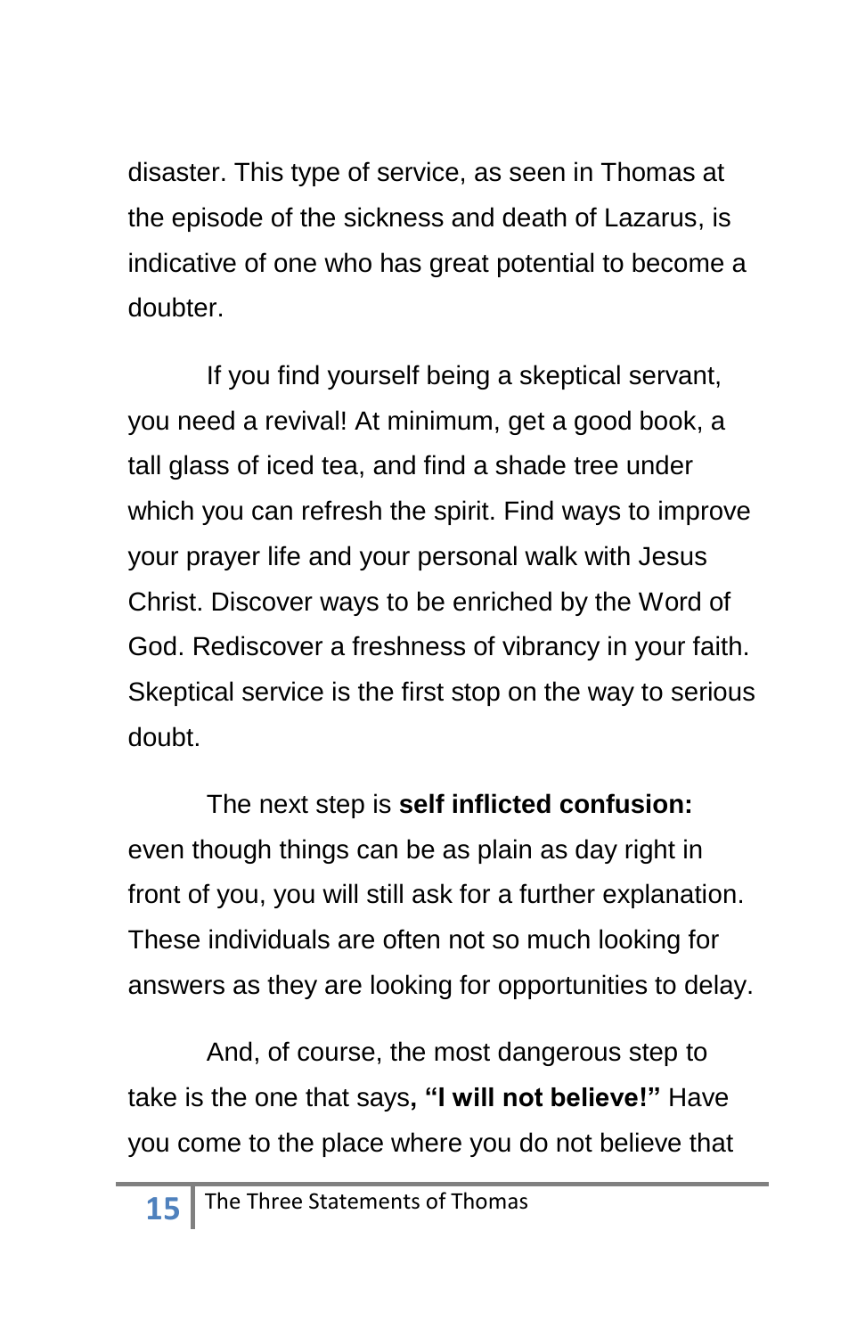disaster. This type of service, as seen in Thomas at the episode of the sickness and death of Lazarus, is indicative of one who has great potential to become a doubter.

If you find yourself being a skeptical servant, you need a revival! At minimum, get a good book, a tall glass of iced tea, and find a shade tree under which you can refresh the spirit. Find ways to improve your prayer life and your personal walk with Jesus Christ. Discover ways to be enriched by the Word of God. Rediscover a freshness of vibrancy in your faith. Skeptical service is the first stop on the way to serious doubt.

The next step is **self inflicted confusion:** even though things can be as plain as day right in front of you, you will still ask for a further explanation. These individuals are often not so much looking for answers as they are looking for opportunities to delay.

And, of course, the most dangerous step to take is the one that says**, "I will not believe!"** Have you come to the place where you do not believe that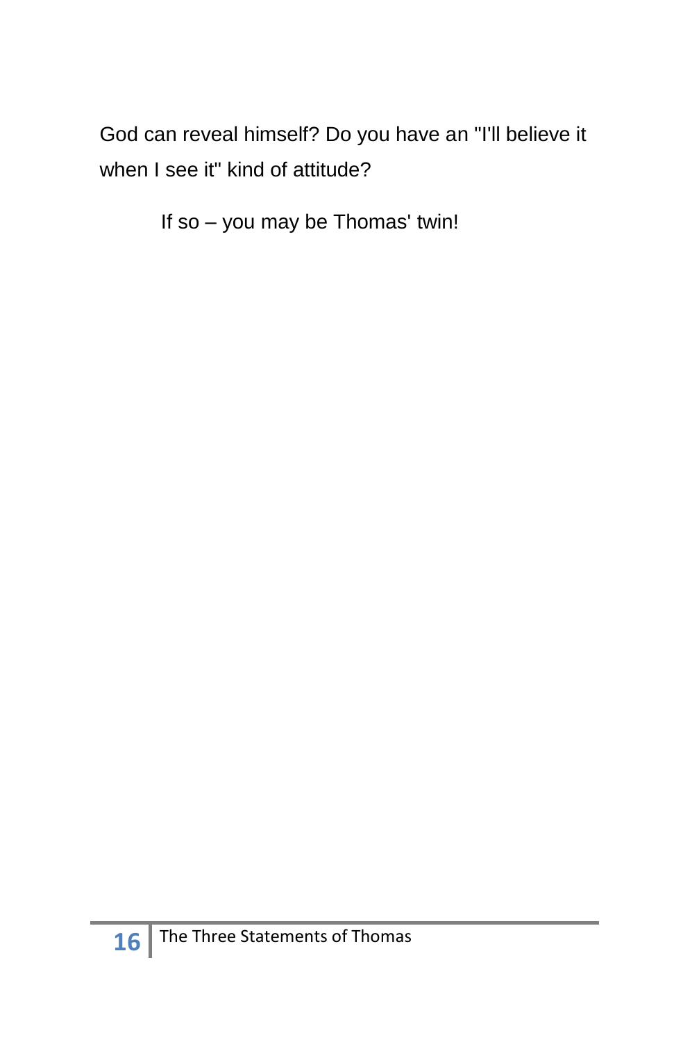God can reveal himself? Do you have an "I'll believe it when I see it" kind of attitude?

If so – you may be Thomas' twin!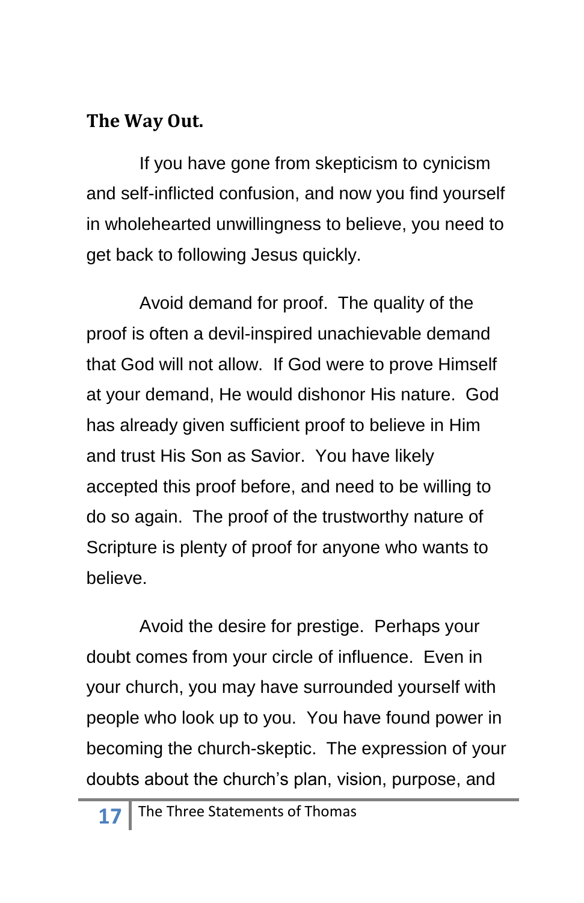## The Way Out.

If you have gone from skepticism to cynicism and self-inflicted confusion, and now you find yourself in wholehearted unwillingness to believe, you need to get back to following Jesus quickly.

Avoid demand for proof. The quality of the proof is often a devil-inspired unachievable demand that God will not allow. If God were to prove Himself at your demand, He would dishonor His nature. God has already given sufficient proof to believe in Him and trust His Son as Savior. You have likely accepted this proof before, and need to be willing to do so again. The proof of the trustworthy nature of Scripture is plenty of proof for anyone who wants to believe.

Avoid the desire for prestige. Perhaps your doubt comes from your circle of influence. Even in your church, you may have surrounded yourself with people who look up to you. You have found power in becoming the church-skeptic. The expression of your doubts about the church's plan, vision, purpose, and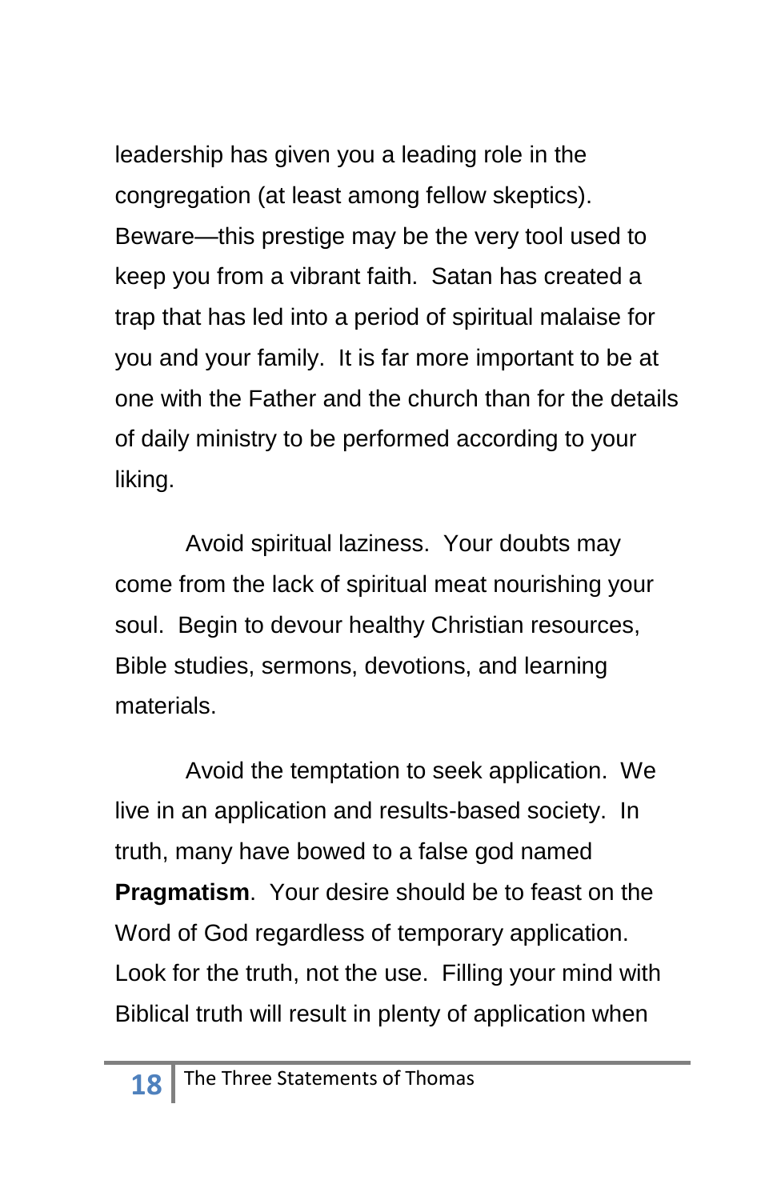leadership has given you a leading role in the congregation (at least among fellow skeptics). Beware—this prestige may be the very tool used to keep you from a vibrant faith. Satan has created a trap that has led into a period of spiritual malaise for you and your family. It is far more important to be at one with the Father and the church than for the details of daily ministry to be performed according to your liking.

Avoid spiritual laziness. Your doubts may come from the lack of spiritual meat nourishing your soul. Begin to devour healthy Christian resources, Bible studies, sermons, devotions, and learning materials.

Avoid the temptation to seek application. We live in an application and results-based society. In truth, many have bowed to a false god named **Pragmatism**. Your desire should be to feast on the Word of God regardless of temporary application. Look for the truth, not the use. Filling your mind with Biblical truth will result in plenty of application when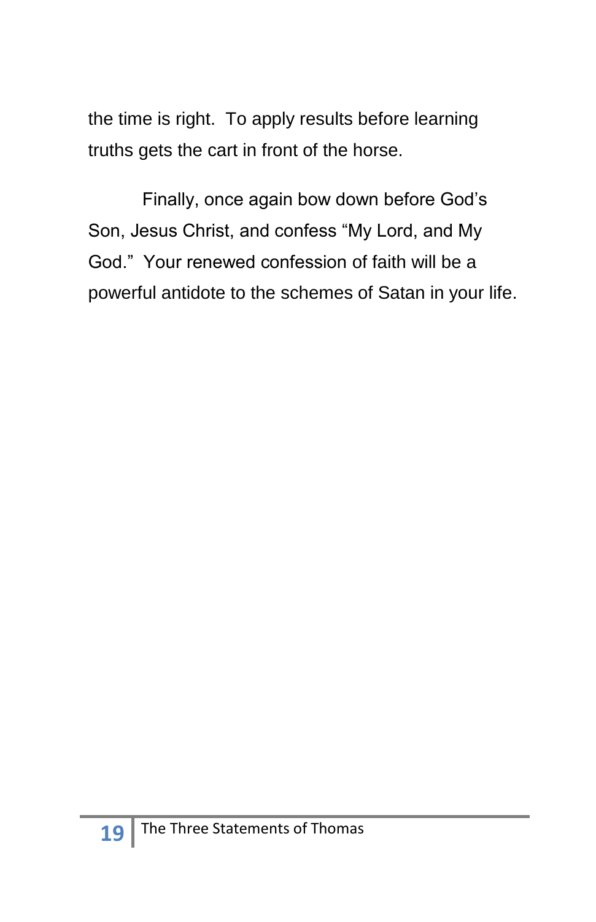the time is right.  To apply results before learning truths gets the cart in front of the horse.

Finally, once again bow down before God's Son, Jesus Christ, and confess "My Lord, and My God."  Your renewed confession of faith will be a powerful antidote to the schemes of Satan in your life.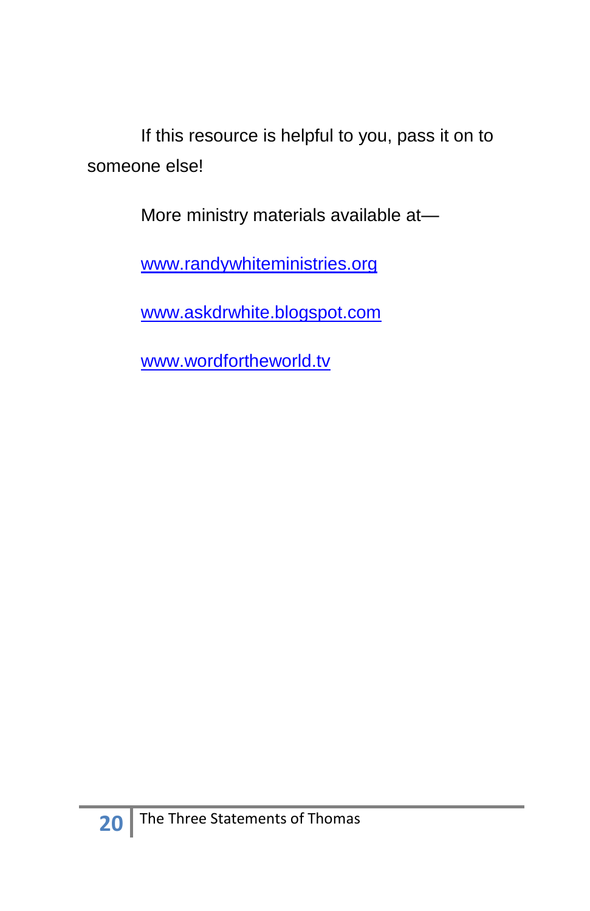If this resource is helpful to you, pass it on to someone else!

More ministry materials available at—

www.randywhiteministries.org

www.askdrwhite.blogspot.com

www.wordfortheworld.tv